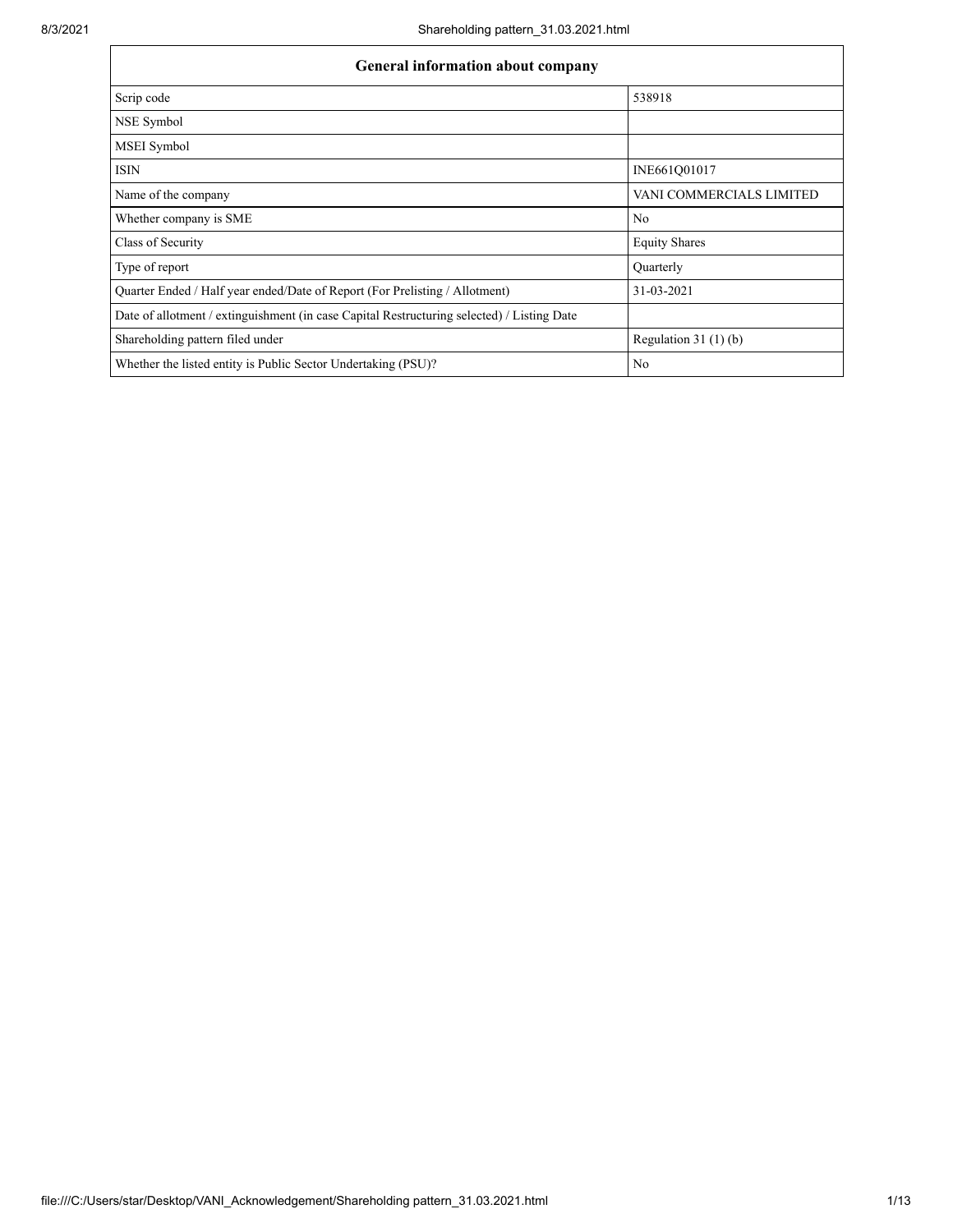| General information about company | |
|---|---|
| Scrip code | 538918 |
| NSE Symbol | |
| MSEI Symbol | |
| ISIN | INE661Q01017 |
| Name of the company | VANI COMMERCIALS LIMITED |
| Whether company is SME | No |
| Class of Security | Equity Shares |
| Type of report | Quarterly |
| Quarter Ended / Half year ended/Date of Report (For Prelisting / Allotment) | 31-03-2021 |
| Date of allotment / extinguishment (in case Capital Restructuring selected) / Listing Date | |
| Shareholding pattern filed under | Regulation 31 (1) (b) |
| Whether the listed entity is Public Sector Undertaking (PSU)? | No |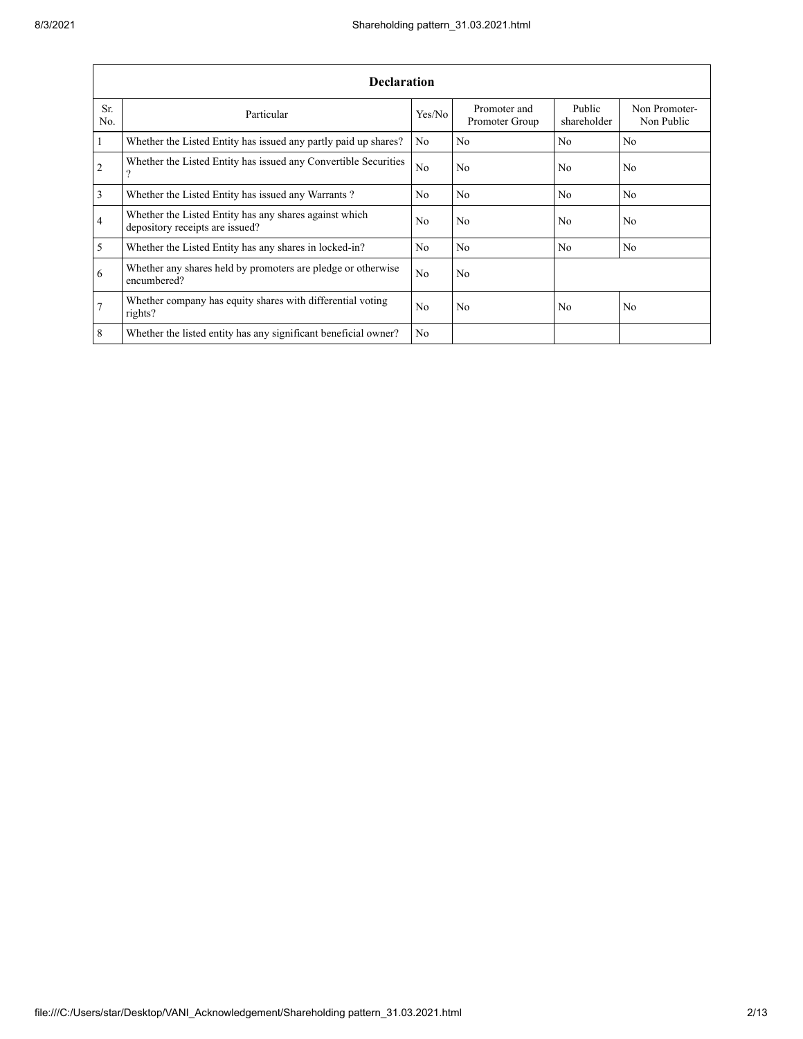| Declaration | | | | | |
|---|---|---|---|---|---|
| Sr. No. | Particular | Yes/No | Promoter and Promoter Group | Public shareholder | Non Promoter- Non Public |
| 1 | Whether the Listed Entity has issued any partly paid up shares? | No | No | No | No |
| 2 | Whether the Listed Entity has issued any Convertible Securities ? | No | No | No | No |
| 3 | Whether the Listed Entity has issued any Warrants ? | No | No | No | No |
| 4 | Whether the Listed Entity has any shares against which depository receipts are issued? | No | No | No | No |
| 5 | Whether the Listed Entity has any shares in locked-in? | No | No | No | No |
| 6 | Whether any shares held by promoters are pledge or otherwise encumbered? | No | No | | |
| 7 | Whether company has equity shares with differential voting rights? | No | No | No | No |
| 8 | Whether the listed entity has any significant beneficial owner? | No | | | |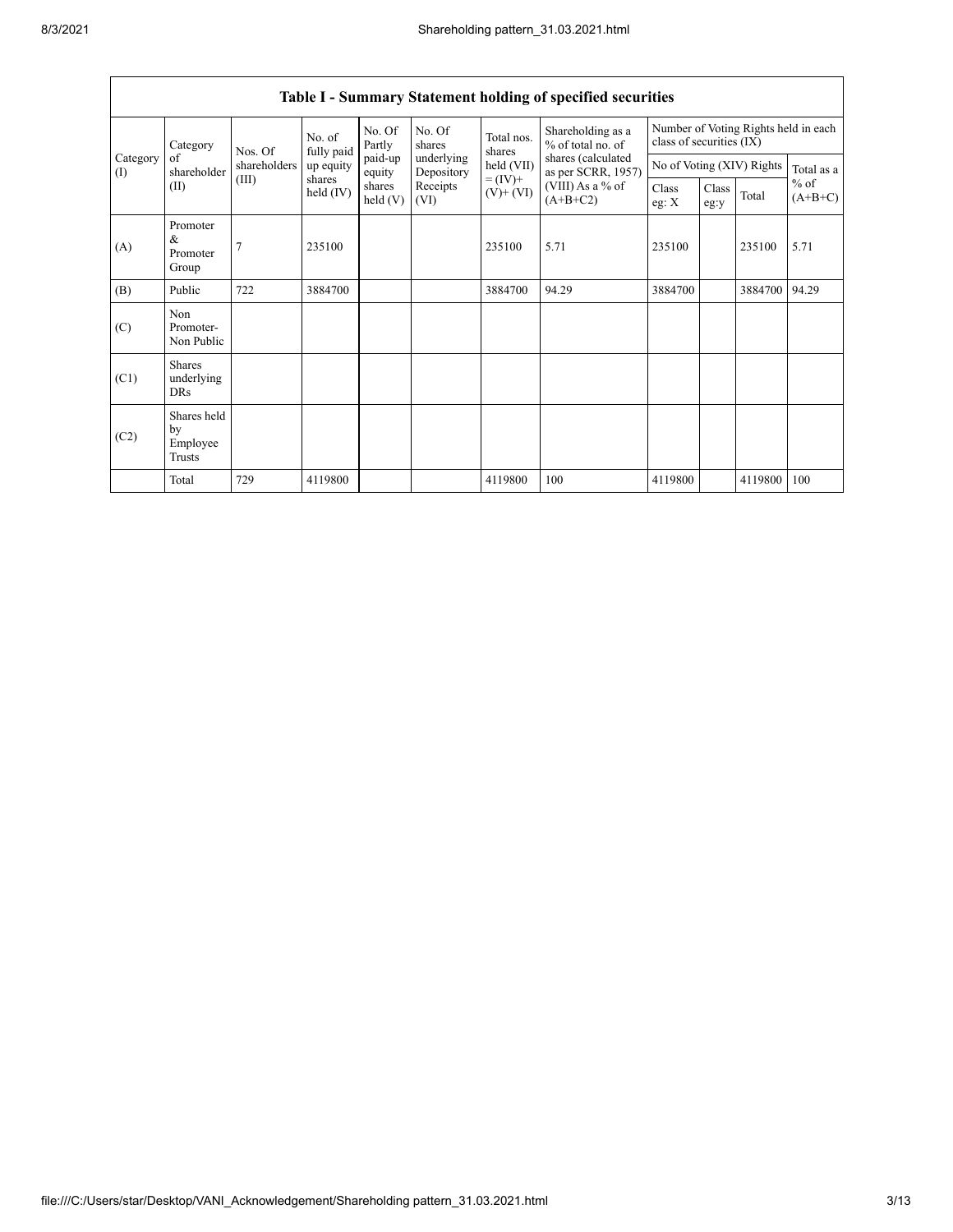## Table I - Summary Statement holding of specified securities

| Category (I) | Category of shareholder (II) | Nos. Of shareholders (III) | No. of fully paid up equity shares held (IV) | No. Of Partly paid-up equity shares held (V) | No. Of shares underlying Depository Receipts (VI) | Total nos. shares held (VII) = (IV)+ (V)+ (VI) | Shareholding as a % of total no. of shares (calculated as per SCRR, 1957) (VIII) As a % of (A+B+C2) | Number of Voting Rights held in each class of securities (IX) | | | |
|---|---|---|---|---|---|---|---|---|---|---|---|
| | | | | | | | | No of Voting (XIV) Rights | | | Total as a % of (A+B+C) |
| | | | | | | | | Class eg: X | Class eg:y | Total | |
| (A) | Promoter & Promoter Group | 7 | 235100 | | | 235100 | 5.71 | 235100 | | 235100 | 5.71 |
| (B) | Public | 722 | 3884700 | | | 3884700 | 94.29 | 3884700 | | 3884700 | 94.29 |
| (C) | Non Promoter- Non Public | | | | | | | | | | |
| (C1) | Shares underlying DRs | | | | | | | | | | |
| (C2) | Shares held by Employee Trusts | | | | | | | | | | |
| | Total | 729 | 4119800 | | | 4119800 | 100 | 4119800 | | 4119800 | 100 |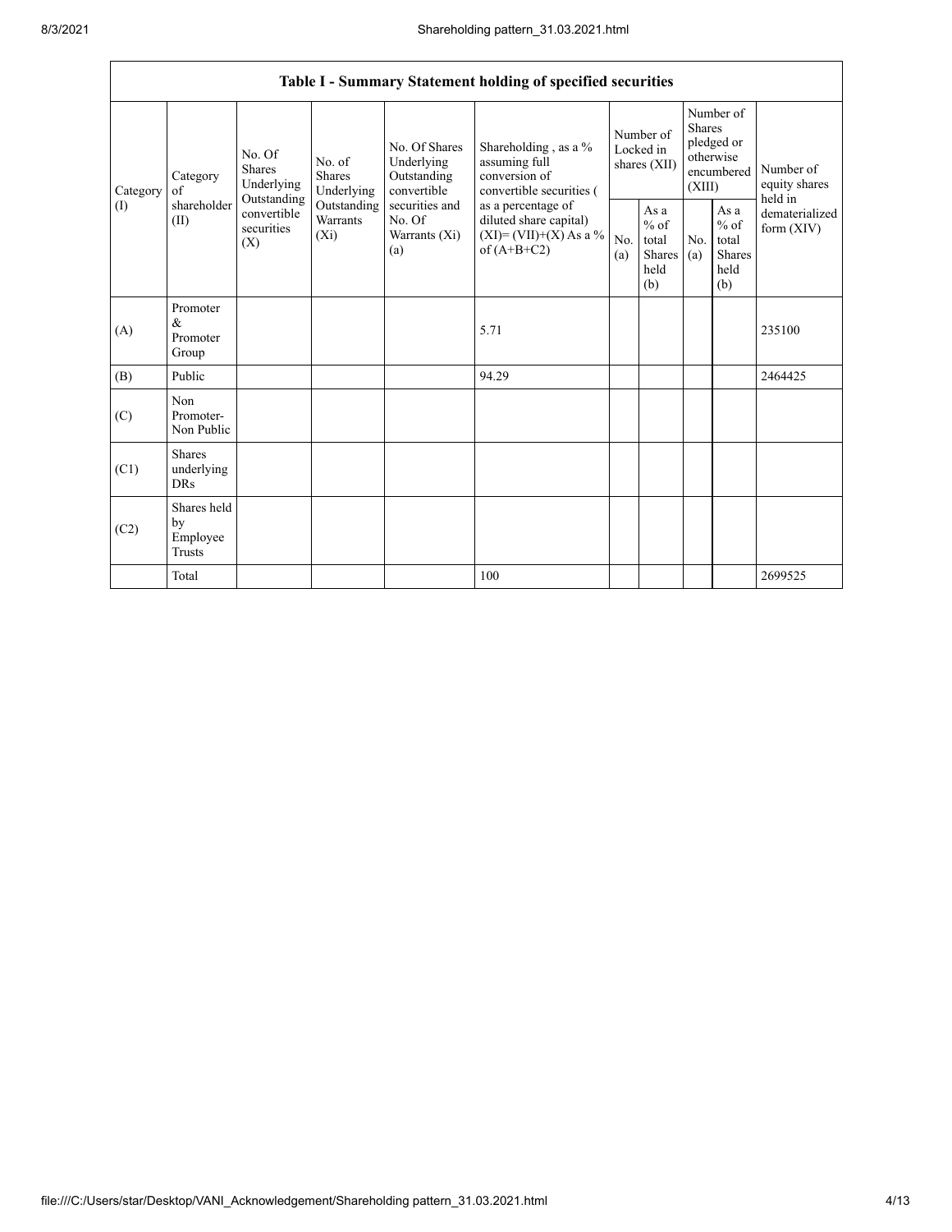| Table I - Summary Statement holding of specified securities | | | | | | | | | | |
|---|---|---|---|---|---|---|---|---|---|---|
| Category (I) | Category of shareholder (II) | No. Of Shares Underlying Outstanding convertible securities (X) | No. of Shares Underlying Outstanding Warrants (Xi) | No. Of Shares Underlying Outstanding convertible securities and No. Of Warrants (Xi) (a) | Shareholding , as a % assuming full conversion of convertible securities ( as a percentage of diluted share capital) (XI)= (VII)+(X) As a % of (A+B+C2) | Number of Locked in shares (XII) | | Number of Shares pledged or otherwise encumbered (XIII) | | Number of equity shares held in dematerialized form (XIV) |
| | | | | | | No. (a) | As a % of total Shares held (b) | No. (a) | As a % of total Shares held (b) | |
| (A) | Promoter & Promoter Group | | | | 5.71 | | | | | 235100 |
| (B) | Public | | | | 94.29 | | | | | 2464425 |
| (C) | Non Promoter- Non Public | | | | | | | | | |
| (C1) | Shares underlying DRs | | | | | | | | | |
| (C2) | Shares held by Employee Trusts | | | | | | | | | |
| | Total | | | | 100 | | | | | 2699525 |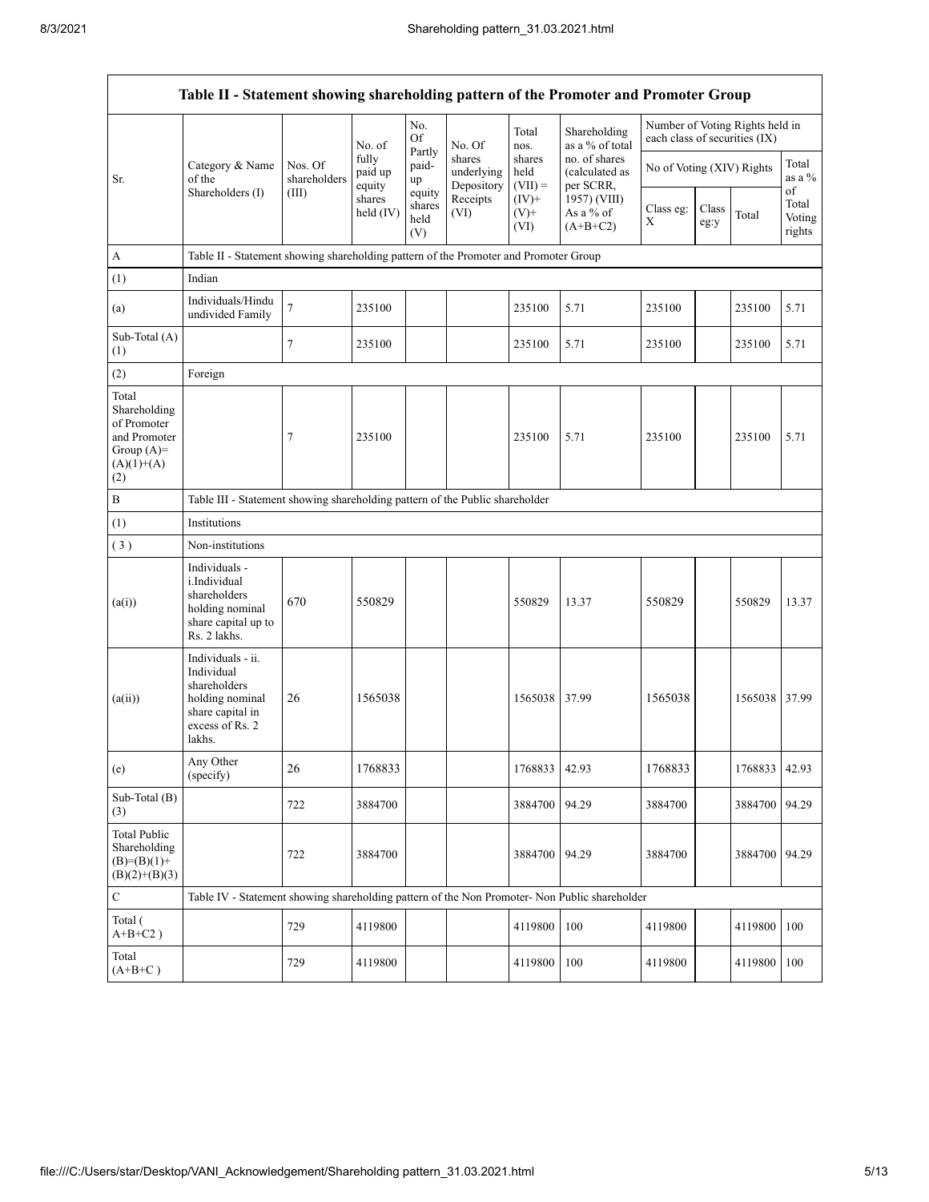| Table II - Statement showing shareholding pattern of the Promoter and Promoter Group | | | | | | | | | | | |
|---|---|---|---|---|---|---|---|---|---|---|---|
| Sr. | Category & Name of the Shareholders (I) | Nos. Of shareholders (III) | No. of fully paid up equity shares held (IV) | No. Of Partly paid-up equity shares held (V) | No. Of shares underlying Depository Receipts (VI) | Total nos. shares held (VII) = (IV)+ (V)+ (VI) | Shareholding as a % of total no. of shares (calculated as per SCRR, 1957) (VIII) As a % of (A+B+C2) | Number of Voting Rights held in each class of securities (IX) | | | |
| | | | | | | | | No of Voting (XIV) Rights | | | Total as a % of Total Voting rights |
| | | | | | | | | Class eg: X | Class eg:y | Total | |
| A | Table II - Statement showing shareholding pattern of the Promoter and Promoter Group | | | | | | | | | | |
| (1) | Indian | | | | | | | | | | |
| (a) | Individuals/Hindu undivided Family | 7 | 235100 | | | 235100 | 5.71 | 235100 | | 235100 | 5.71 |
| Sub-Total (A) (1) | | 7 | 235100 | | | 235100 | 5.71 | 235100 | | 235100 | 5.71 |
| (2) | Foreign | | | | | | | | | | |
| Total Shareholding of Promoter and Promoter Group (A)= (A)(1)+(A)(2) | | 7 | 235100 | | | 235100 | 5.71 | 235100 | | 235100 | 5.71 |
| B | Table III - Statement showing shareholding pattern of the Public shareholder | | | | | | | | | | |
| (1) | Institutions | | | | | | | | | | |
| (3) | Non-institutions | | | | | | | | | | |
| (a(i)) | Individuals - i.Individual shareholders holding nominal share capital up to Rs. 2 lakhs. | 670 | 550829 | | | 550829 | 13.37 | 550829 | | 550829 | 13.37 |
| (a(ii)) | Individuals - ii. Individual shareholders holding nominal share capital in excess of Rs. 2 lakhs. | 26 | 1565038 | | | 1565038 | 37.99 | 1565038 | | 1565038 | 37.99 |
| (e) | Any Other (specify) | 26 | 1768833 | | | 1768833 | 42.93 | 1768833 | | 1768833 | 42.93 |
| Sub-Total (B) (3) | | 722 | 3884700 | | | 3884700 | 94.29 | 3884700 | | 3884700 | 94.29 |
| Total Public Shareholding (B)=(B)(1)+(B)(2)+(B)(3) | | 722 | 3884700 | | | 3884700 | 94.29 | 3884700 | | 3884700 | 94.29 |
| C | Table IV - Statement showing shareholding pattern of the Non Promoter- Non Public shareholder | | | | | | | | | | |
| Total ( A+B+C2 ) | | 729 | 4119800 | | | 4119800 | 100 | 4119800 | | 4119800 | 100 |
| Total (A+B+C ) | | 729 | 4119800 | | | 4119800 | 100 | 4119800 | | 4119800 | 100 |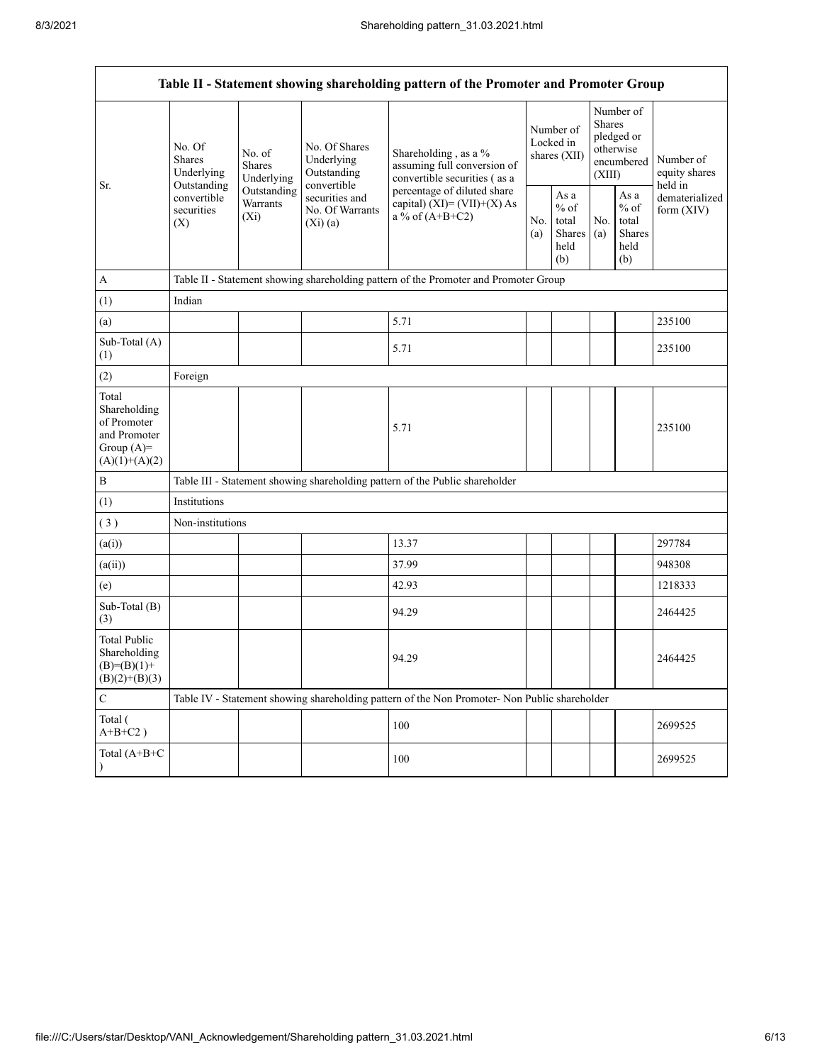| Table II - Statement showing shareholding pattern of the Promoter and Promoter Group | | | | | | | | | |
|---|---|---|---|---|---|---|---|---|---|
| Sr. | No. Of Shares Underlying Outstanding convertible securities (X) | No. of Shares Underlying Outstanding Warrants (Xi) | No. Of Shares Underlying Outstanding convertible securities and No. Of Warrants (Xi) (a) | Shareholding , as a % assuming full conversion of convertible securities ( as a percentage of diluted share capital) (XI)= (VII)+(X) As a % of (A+B+C2) | Number of Locked in shares (XII) | | Number of Shares pledged or otherwise encumbered (XIII) | | Number of equity shares held in dematerialized form (XIV) |
| | | | | | No. (a) | As a % of total Shares held (b) | No. (a) | As a % of total Shares held (b) | |
| A | Table II - Statement showing shareholding pattern of the Promoter and Promoter Group | | | | | | | | |
| (1) | Indian | | | | | | | | |
| (a) | | | | 5.71 | | | | | 235100 |
| Sub-Total (A) (1) | | | | 5.71 | | | | | 235100 |
| (2) | Foreign | | | | | | | | |
| Total Shareholding of Promoter and Promoter Group (A)= (A)(1)+(A)(2) | | | | 5.71 | | | | | 235100 |
| B | Table III - Statement showing shareholding pattern of the Public shareholder | | | | | | | | |
| (1) | Institutions | | | | | | | | |
| ( 3 ) | Non-institutions | | | | | | | | |
| (a(i)) | | | | 13.37 | | | | | 297784 |
| (a(ii)) | | | | 37.99 | | | | | 948308 |
| (e) | | | | 42.93 | | | | | 1218333 |
| Sub-Total (B) (3) | | | | 94.29 | | | | | 2464425 |
| Total Public Shareholding (B)=(B)(1)+(B)(2)+(B)(3) | | | | 94.29 | | | | | 2464425 |
| C | Table IV - Statement showing shareholding pattern of the Non Promoter- Non Public shareholder | | | | | | | | |
| Total ( A+B+C2 ) | | | | 100 | | | | | 2699525 |
| Total (A+B+C ) | | | | 100 | | | | | 2699525 |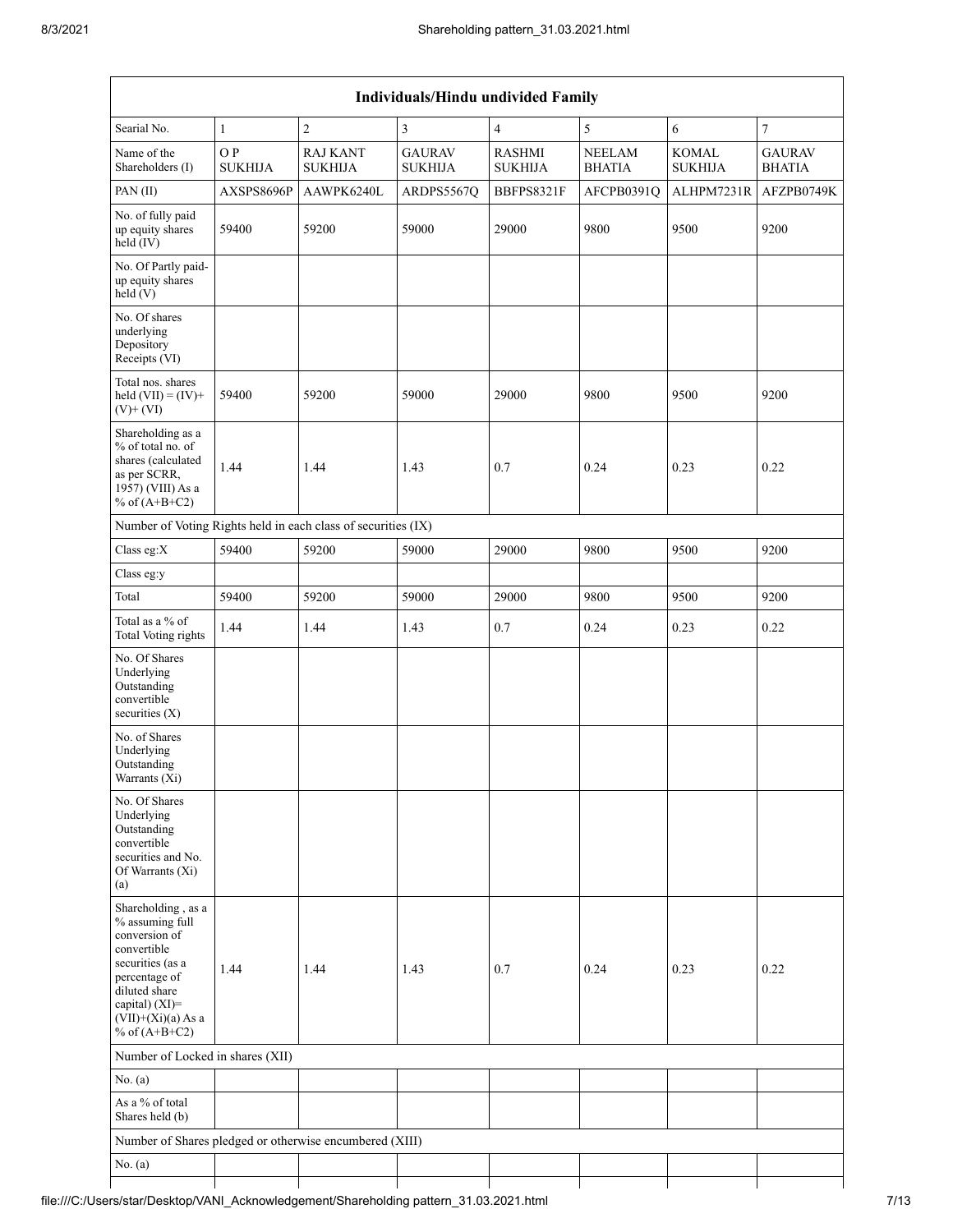| Individuals/Hindu undivided Family | | | | | | | |
|---|---|---|---|---|---|---|---|
| Searial No. | 1 | 2 | 3 | 4 | 5 | 6 | 7 |
| Name of the Shareholders (I) | O P SUKHIJA | RAJ KANT SUKHIJA | GAURAV SUKHIJA | RASHMI SUKHIJA | NEELAM BHATIA | KOMAL SUKHIJA | GAURAV BHATIA |
| PAN (II) | AXSPS8696P | AAWPK6240L | ARDPS5567Q | BBFPS8321F | AFCPB0391Q | ALHPM7231R | AFZPB0749K |
| No. of fully paid up equity shares held (IV) | 59400 | 59200 | 59000 | 29000 | 9800 | 9500 | 9200 |
| No. Of Partly paid-up equity shares held (V) | | | | | | | |
| No. Of shares underlying Depository Receipts (VI) | | | | | | | |
| Total nos. shares held (VII) = (IV)+ (V)+ (VI) | 59400 | 59200 | 59000 | 29000 | 9800 | 9500 | 9200 |
| Shareholding as a % of total no. of shares (calculated as per SCRR, 1957) (VIII) As a % of (A+B+C2) | 1.44 | 1.44 | 1.43 | 0.7 | 0.24 | 0.23 | 0.22 |
| Number of Voting Rights held in each class of securities (IX) | | | | | | | |
| Class eg:X | 59400 | 59200 | 59000 | 29000 | 9800 | 9500 | 9200 |
| Class eg:y | | | | | | | |
| Total | 59400 | 59200 | 59000 | 29000 | 9800 | 9500 | 9200 |
| Total as a % of Total Voting rights | 1.44 | 1.44 | 1.43 | 0.7 | 0.24 | 0.23 | 0.22 |
| No. Of Shares Underlying Outstanding convertible securities (X) | | | | | | | |
| No. of Shares Underlying Outstanding Warrants (Xi) | | | | | | | |
| No. Of Shares Underlying Outstanding convertible securities and No. Of Warrants (Xi) (a) | | | | | | | |
| Shareholding , as a % assuming full conversion of convertible securities (as a percentage of diluted share capital) (XI)= (VII)+(Xi)(a) As a % of (A+B+C2) | 1.44 | 1.44 | 1.43 | 0.7 | 0.24 | 0.23 | 0.22 |
| Number of Locked in shares (XII) | | | | | | | |
| No. (a) | | | | | | | |
| As a % of total Shares held (b) | | | | | | | |
| Number of Shares pledged or otherwise encumbered (XIII) | | | | | | | |
| No. (a) | | | | | | | |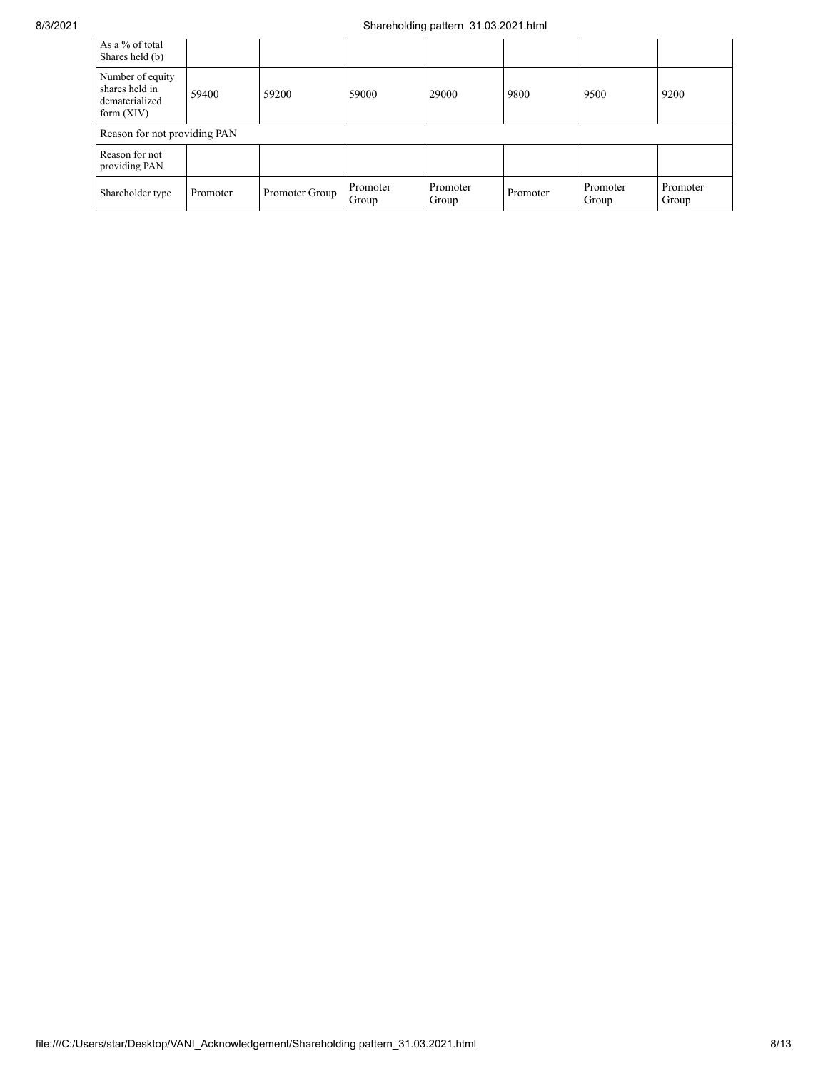| As a % of total Shares held (b) | | | | | | | |
|---|---|---|---|---|---|---|---|
| Number of equity shares held in dematerialized form (XIV) | 59400 | 59200 | 59000 | 29000 | 9800 | 9500 | 9200 |
| Reason for not providing PAN | | | | | | | |
| Reason for not providing PAN | | | | | | | |
| Shareholder type | Promoter | Promoter Group | Promoter Group | Promoter Group | Promoter | Promoter Group | Promoter Group |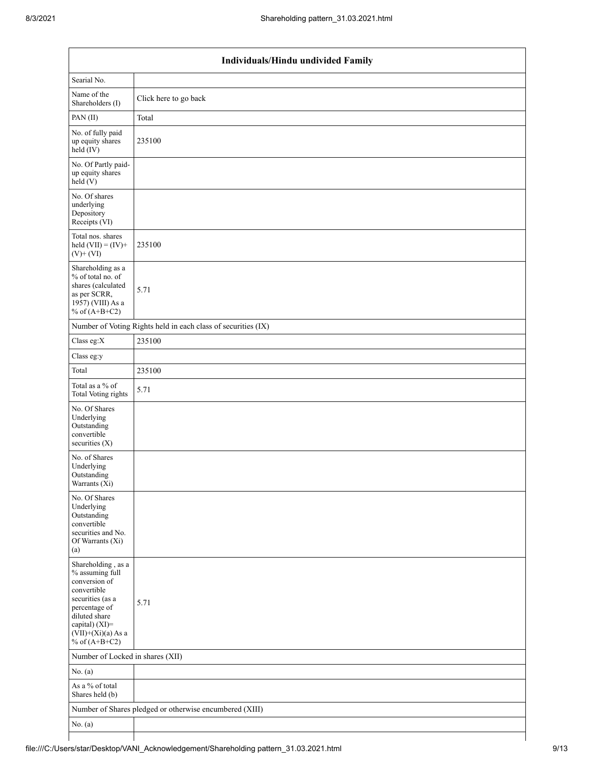| Individuals/Hindu undivided Family | |
|---|---|
| Searial No. | |
| Name of the Shareholders (I) | Click here to go back |
| PAN (II) | Total |
| No. of fully paid up equity shares held (IV) | 235100 |
| No. Of Partly paid-up equity shares held (V) | |
| No. Of shares underlying Depository Receipts (VI) | |
| Total nos. shares held (VII) = (IV)+ (V)+ (VI) | 235100 |
| Shareholding as a % of total no. of shares (calculated as per SCRR, 1957) (VIII) As a % of (A+B+C2) | 5.71 |
| Number of Voting Rights held in each class of securities (IX) | |
| Class eg:X | 235100 |
| Class eg:y | |
| Total | 235100 |
| Total as a % of Total Voting rights | 5.71 |
| No. Of Shares Underlying Outstanding convertible securities (X) | |
| No. of Shares Underlying Outstanding Warrants (Xi) | |
| No. Of Shares Underlying Outstanding convertible securities and No. Of Warrants (Xi) (a) | |
| Shareholding , as a % assuming full conversion of convertible securities (as a percentage of diluted share capital) (XI)= (VII)+(Xi)(a) As a % of (A+B+C2) | 5.71 |
| Number of Locked in shares (XII) | |
| No. (a) | |
| As a % of total Shares held (b) | |
| Number of Shares pledged or otherwise encumbered (XIII) | |
| No. (a) | |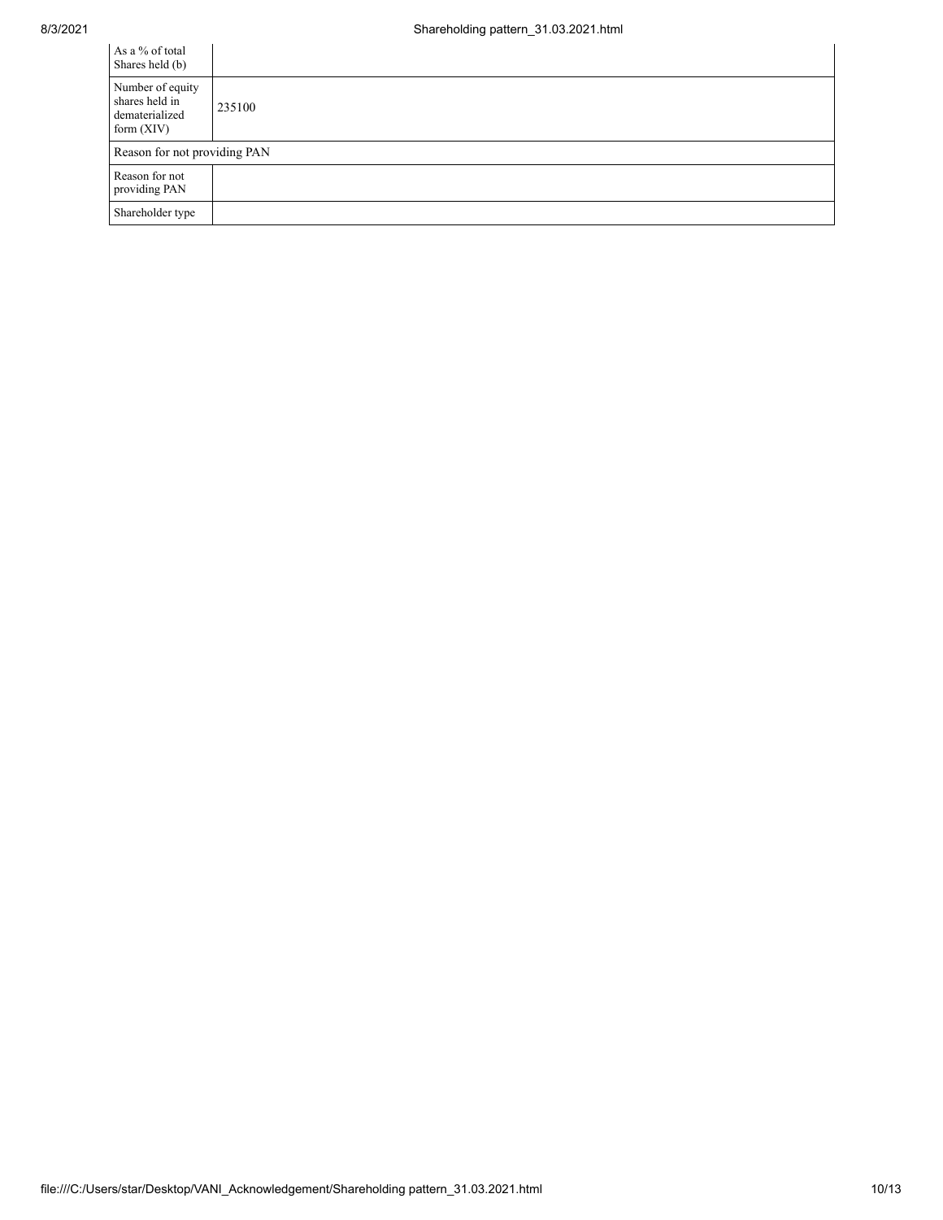| | |
|---|---|
| As a % of total Shares held (b) | |
| Number of equity shares held in dematerialized form (XIV) | 235100 |
| Reason for not providing PAN | |
| Reason for not providing PAN | |
| Shareholder type | |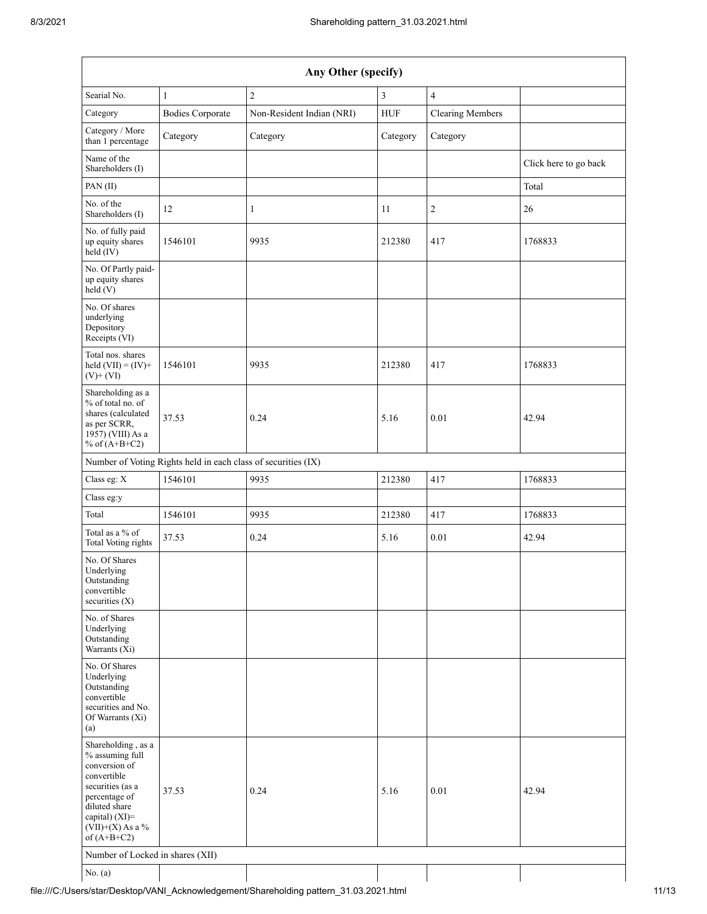| Any Other (specify) | | | | | |
|---|---|---|---|---|---|
| Searial No. | 1 | 2 | 3 | 4 | |
| Category | Bodies Corporate | Non-Resident Indian (NRI) | HUF | Clearing Members | |
| Category / More than 1 percentage | Category | Category | Category | Category | |
| Name of the Shareholders (I) | | | | | Click here to go back |
| PAN (II) | | | | | Total |
| No. of the Shareholders (I) | 12 | 1 | 11 | 2 | 26 |
| No. of fully paid up equity shares held (IV) | 1546101 | 9935 | 212380 | 417 | 1768833 |
| No. Of Partly paid-up equity shares held (V) | | | | | |
| No. Of shares underlying Depository Receipts (VI) | | | | | |
| Total nos. shares held (VII) = (IV)+ (V)+ (VI) | 1546101 | 9935 | 212380 | 417 | 1768833 |
| Shareholding as a % of total no. of shares (calculated as per SCRR, 1957) (VIII) As a % of (A+B+C2) | 37.53 | 0.24 | 5.16 | 0.01 | 42.94 |
| Number of Voting Rights held in each class of securities (IX) | | | | | |
| Class eg: X | 1546101 | 9935 | 212380 | 417 | 1768833 |
| Class eg:y | | | | | |
| Total | 1546101 | 9935 | 212380 | 417 | 1768833 |
| Total as a % of Total Voting rights | 37.53 | 0.24 | 5.16 | 0.01 | 42.94 |
| No. Of Shares Underlying Outstanding convertible securities (X) | | | | | |
| No. of Shares Underlying Outstanding Warrants (Xi) | | | | | |
| No. Of Shares Underlying Outstanding convertible securities and No. Of Warrants (Xi) (a) | | | | | |
| Shareholding , as a % assuming full conversion of convertible securities (as a percentage of diluted share capital) (XI)= (VII)+(X) As a % of (A+B+C2) | 37.53 | 0.24 | 5.16 | 0.01 | 42.94 |
| Number of Locked in shares (XII) | | | | | |
| No. (a) | | | | | |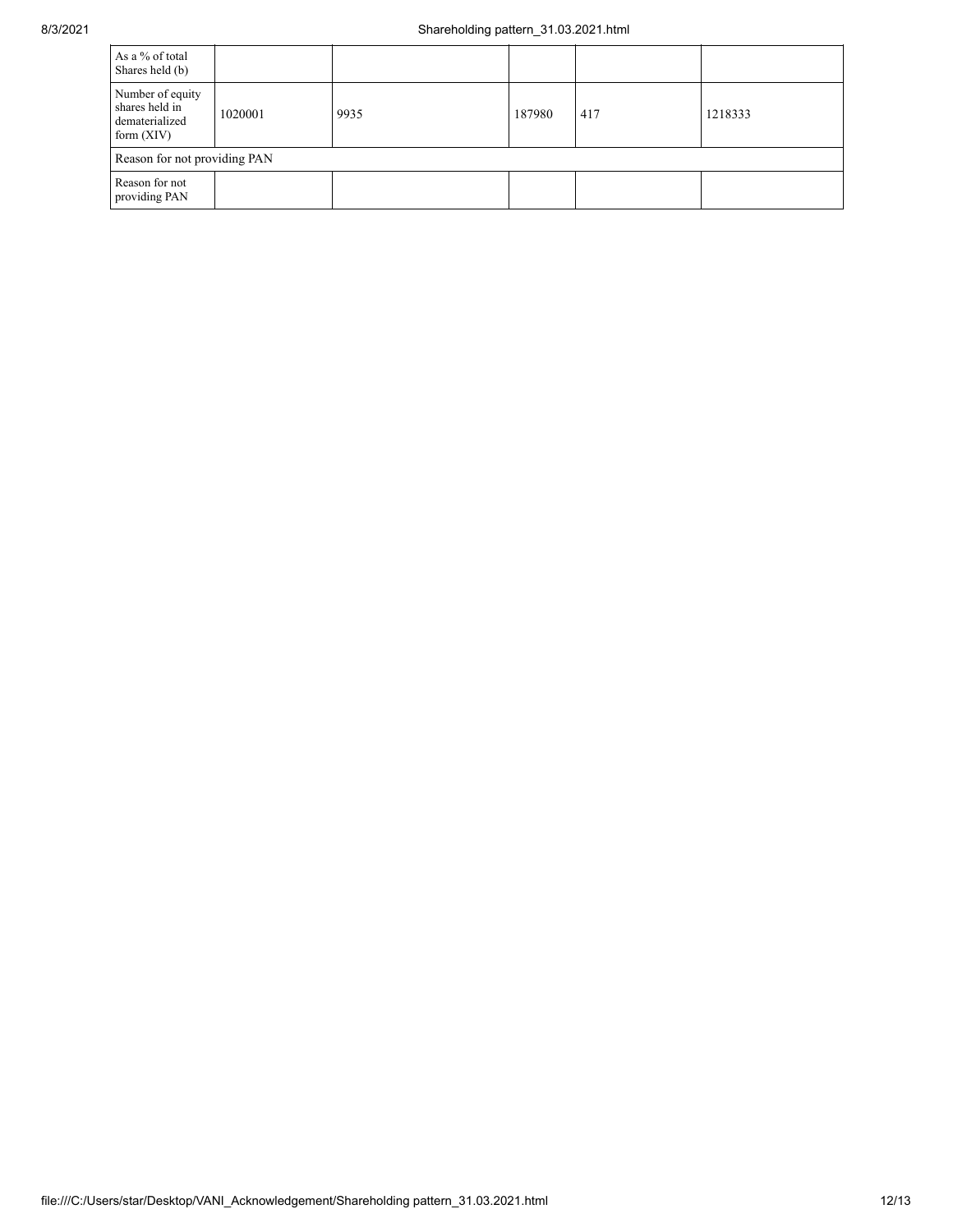| As a % of total Shares held (b) | | | | | |
|---|---|---|---|---|---|
| Number of equity shares held in dematerialized form (XIV) | 1020001 | 9935 | 187980 | 417 | 1218333 |
| Reason for not providing PAN | | | | | |
| Reason for not providing PAN | | | | | |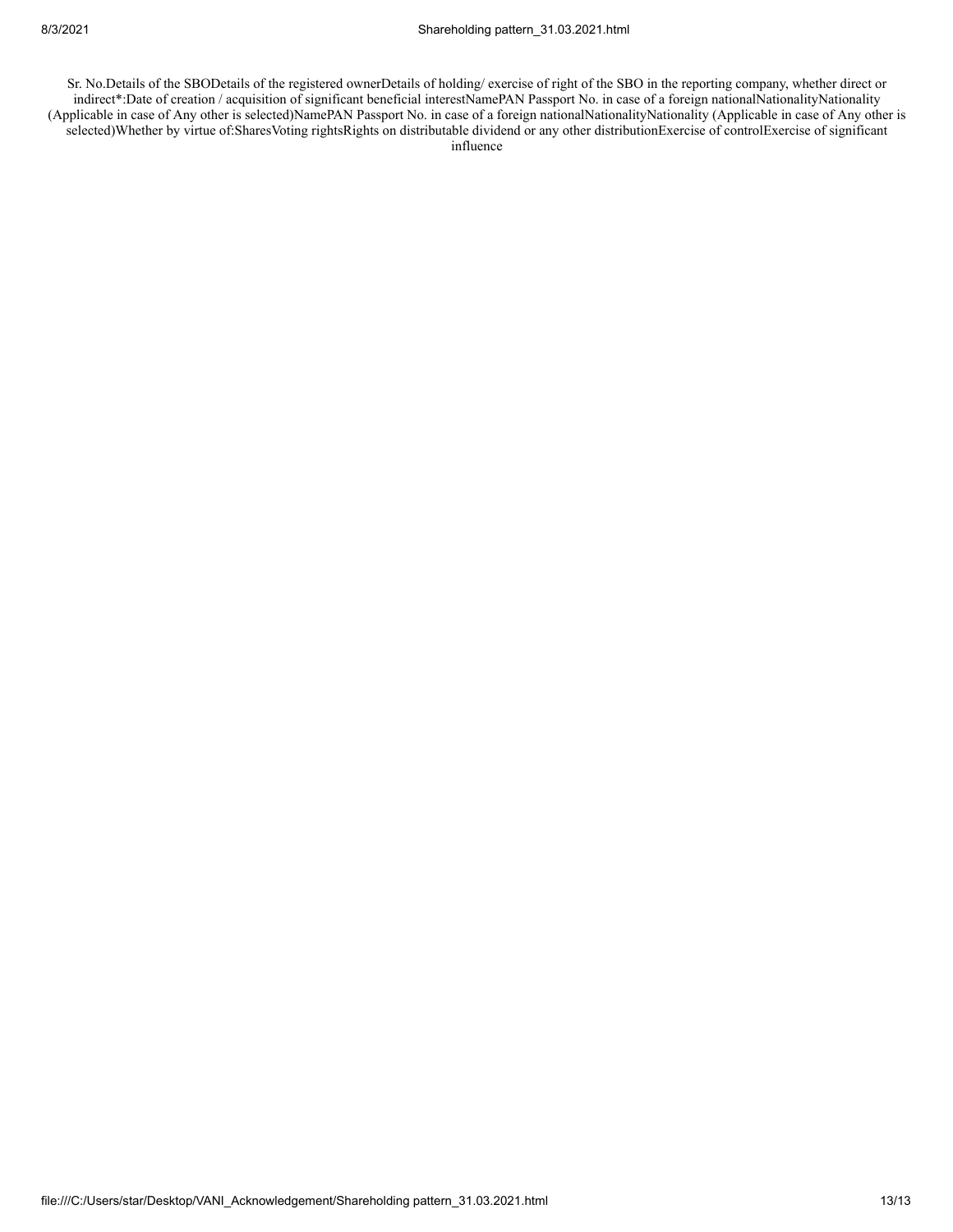Sr. No.Details of the SBODetails of the registered ownerDetails of holding/ exercise of right of the SBO in the reporting company, whether direct or indirect*:Date of creation / acquisition of significant beneficial interestNamePAN Passport No. in case of a foreign nationalNationalityNationality (Applicable in case of Any other is selected)NamePAN Passport No. in case of a foreign nationalNationalityNationality (Applicable in case of Any other is selected)Whether by virtue of:SharesVoting rightsRights on distributable dividend or any other distributionExercise of controlExercise of significant influence